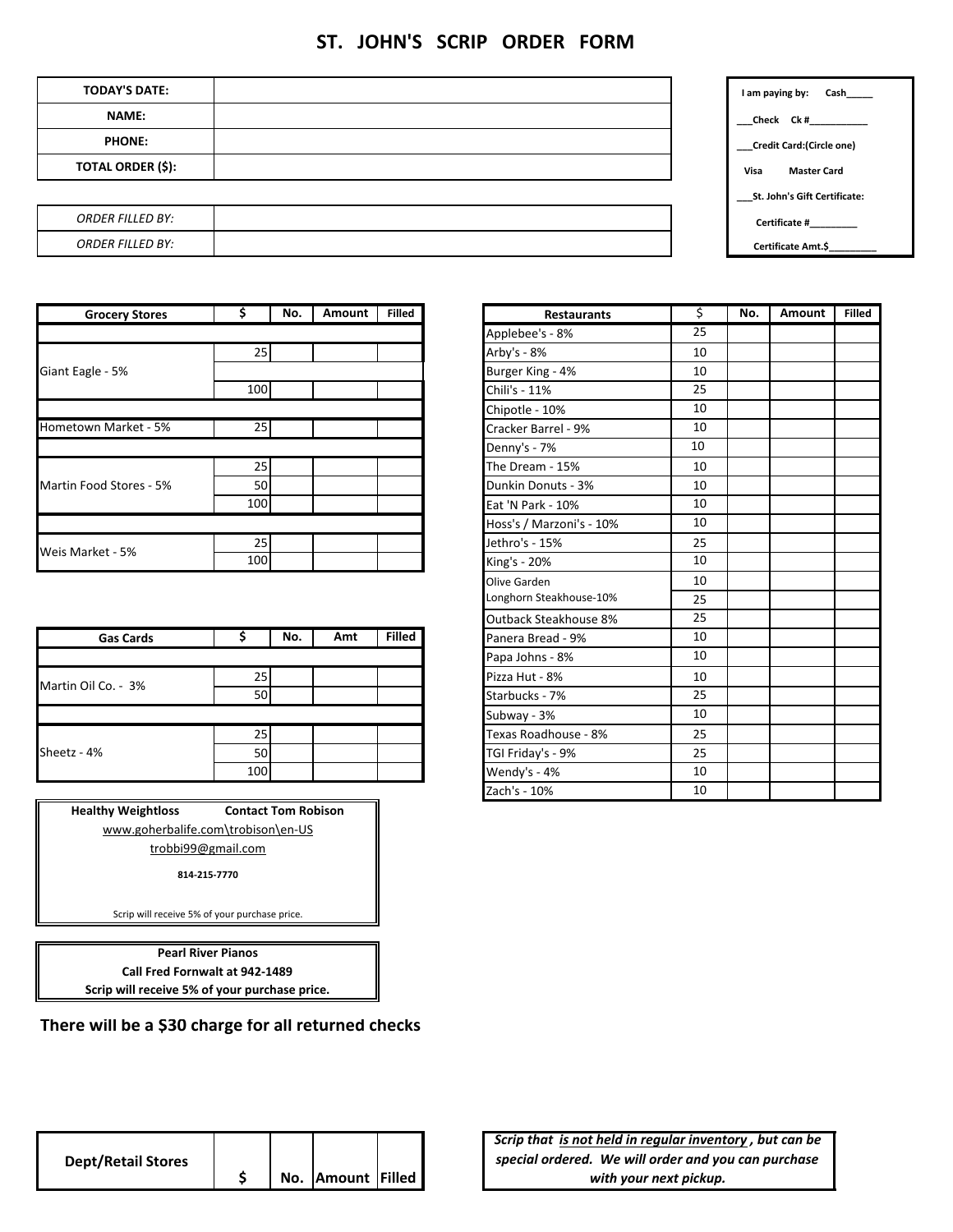# ST. JOHN'S SCRIP ORDER FORM

| TODAY'S DATE: | |
|---|---|
| NAME: | |
| PHONE: | |
| TOTAL ORDER ($): | |

| *ORDER FILLED BY:* | |
|---|---|
| *ORDER FILLED BY:* | |

**I am paying by:** **Cash_____**

**___Check Ck #___________**

**___Credit Card:(Circle one)**

**Visa Master Card**

**___St. John's Gift Certificate:**

**Certificate #_________**

**Certificate Amt.$_________**

| Grocery Stores | $ | No. | Amount | Filled |
|---|---|---|---|---|
| | | | | |
| Giant Eagle - 5% | 25 | | | |
| | | | | |
| | 100 | | | |
| | | | | |
| Hometown Market - 5% | 25 | | | |
| | | | | |
| Martin Food Stores - 5% | 25 | | | |
| | 50 | | | |
| | 100 | | | |
| | | | | |
| Weis Market - 5% | 25 | | | |
| | 100 | | | |

| Gas Cards | $ | No. | Amt | Filled |
|---|---|---|---|---|
| | | | | |
| Martin Oil Co. - 3% | 25 | | | |
| | 50 | | | |
| | | | | |
| Sheetz - 4% | 25 | | | |
| | 50 | | | |
| | 100 | | | |

| Restaurants | $ | No. | Amount | Filled |
|---|---|---|---|---|
| Applebee's - 8% | 25 | | | |
| Arby's - 8% | 10 | | | |
| Burger King - 4% | 10 | | | |
| Chili's - 11% | 25 | | | |
| Chipotle - 10% | 10 | | | |
| Cracker Barrel - 9% | 10 | | | |
| Denny's - 7% | 10 | | | |
| The Dream - 15% | 10 | | | |
| Dunkin Donuts - 3% | 10 | | | |
| Eat 'N Park - 10% | 10 | | | |
| Hoss's / Marzoni's - 10% | 10 | | | |
| Jethro's - 15% | 25 | | | |
| King's - 20% | 10 | | | |
| Olive Garden | 10 | | | |
| Longhorn Steakhouse-10% | 25 | | | |
| Outback Steakhouse 8% | 25 | | | |
| Panera Bread - 9% | 10 | | | |
| Papa Johns - 8% | 10 | | | |
| Pizza Hut - 8% | 10 | | | |
| Starbucks - 7% | 25 | | | |
| Subway - 3% | 10 | | | |
| Texas Roadhouse - 8% | 25 | | | |
| TGI Friday's - 9% | 25 | | | |
| Wendy's - 4% | 10 | | | |
| Zach's - 10% | 10 | | | |

**Healthy Weightloss** **Contact Tom Robison**

www.goherbalife.com\trobison\en-US

trobbi99@gmail.com

**814-215-7770**

Scrip will receive 5% of your purchase price.

**Pearl River Pianos**
**Call Fred Fornwalt at 942-1489**
**Scrip will receive 5% of your purchase price.**

**There will be a $30 charge for all returned checks**

| Dept/Retail Stores | $ | No. | Amount | Filled |
|---|---|---|---|---|

***Scrip that is not held in regular inventory, but can be special ordered. We will order and you can purchase with your next pickup.***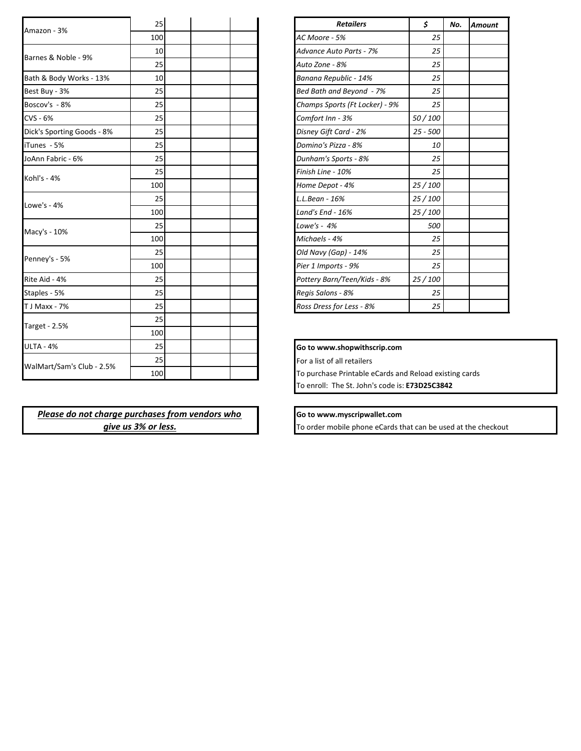| | | | | |
|---|---|---|---|---|
| Amazon - 3% | 25 | | | |
| | 100 | | | |
| Barnes & Noble - 9% | 10 | | | |
| | 25 | | | |
| Bath & Body Works - 13% | 10 | | | |
| Best Buy - 3% | 25 | | | |
| Boscov's - 8% | 25 | | | |
| CVS - 6% | 25 | | | |
| Dick's Sporting Goods - 8% | 25 | | | |
| iTunes - 5% | 25 | | | |
| JoAnn Fabric - 6% | 25 | | | |
| Kohl's - 4% | 25 | | | |
| | 100 | | | |
| Lowe's - 4% | 25 | | | |
| | 100 | | | |
| Macy's - 10% | 25 | | | |
| | 100 | | | |
| Penney's - 5% | 25 | | | |
| | 100 | | | |
| Rite Aid - 4% | 25 | | | |
| Staples - 5% | 25 | | | |
| T J Maxx - 7% | 25 | | | |
| Target - 2.5% | 25 | | | |
| | 100 | | | |
| ULTA - 4% | 25 | | | |
| WalMart/Sam's Club - 2.5% | 25 | | | |
| | 100 | | | |

***Please do not charge purchases from vendors who give us 3% or less.***

| *Retailers* | *$* | *No.* | *Amount* |
|---|---|---|---|
| *AC Moore - 5%* | *25* | | |
| *Advance Auto Parts - 7%* | *25* | | |
| *Auto Zone - 8%* | *25* | | |
| *Banana Republic - 14%* | *25* | | |
| *Bed Bath and Beyond - 7%* | *25* | | |
| *Champs Sports (Ft Locker) - 9%* | *25* | | |
| *Comfort Inn - 3%* | *50 / 100* | | |
| *Disney Gift Card - 2%* | *25 - 500* | | |
| *Domino's Pizza - 8%* | *10* | | |
| *Dunham's Sports - 8%* | *25* | | |
| *Finish Line - 10%* | *25* | | |
| *Home Depot - 4%* | *25 / 100* | | |
| *L.L.Bean - 16%* | *25 / 100* | | |
| *Land's End - 16%* | *25 / 100* | | |
| *Lowe's - 4%* | *500* | | |
| *Michaels - 4%* | *25* | | |
| *Old Navy (Gap) - 14%* | *25* | | |
| *Pier 1 Imports - 9%* | *25* | | |
| *Pottery Barn/Teen/Kids - 8%* | *25 / 100* | | |
| *Regis Salons - 8%* | *25* | | |
| *Ross Dress for Less - 8%* | *25* | | |

**Go to www.shopwithscrip.com**

For a list of all retailers

To purchase Printable eCards and Reload existing cards

To enroll: The St. John's code is: **E73D25C3842**

**Go to www.myscripwallet.com**

To order mobile phone eCards that can be used at the checkout